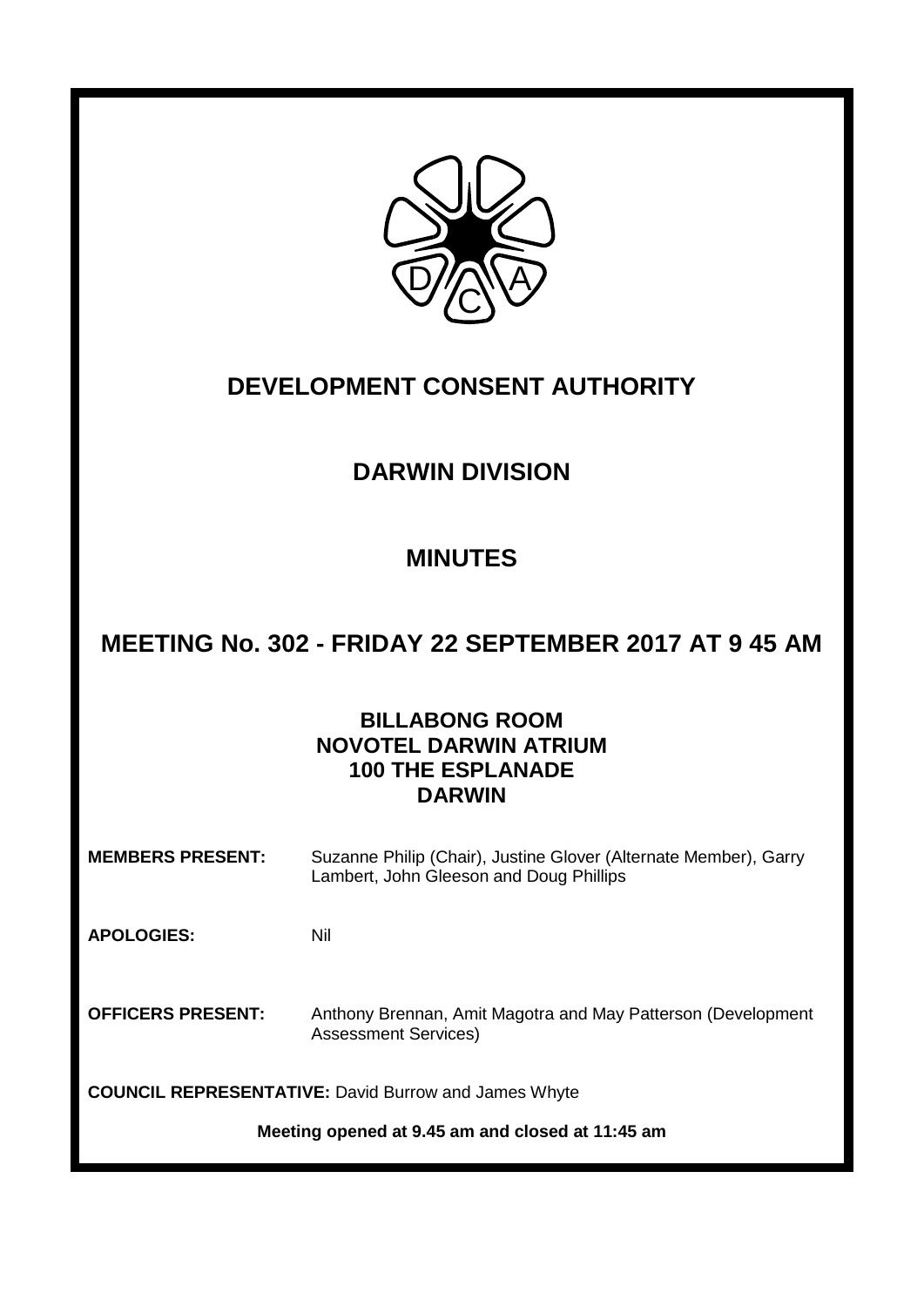# DEVELOPMENT CONSENT AUTHORITY

## DARWIN DIVISION

## MINUTES

## MEETING No. 302 - FRIDAY 22 SEPTEMBER 2017 AT 9 45 AM

**BILLABONG ROOM**
**NOVOTEL DARWIN ATRIUM**
**100 THE ESPLANADE**
**DARWIN**

**MEMBERS PRESENT:** Suzanne Philip (Chair), Justine Glover (Alternate Member), Garry Lambert, John Gleeson and Doug Phillips

**APOLOGIES:** Nil

**OFFICERS PRESENT:** Anthony Brennan, Amit Magotra and May Patterson (Development Assessment Services)

**COUNCIL REPRESENTATIVE:** David Burrow and James Whyte

**Meeting opened at 9.45 am and closed at 11:45 am**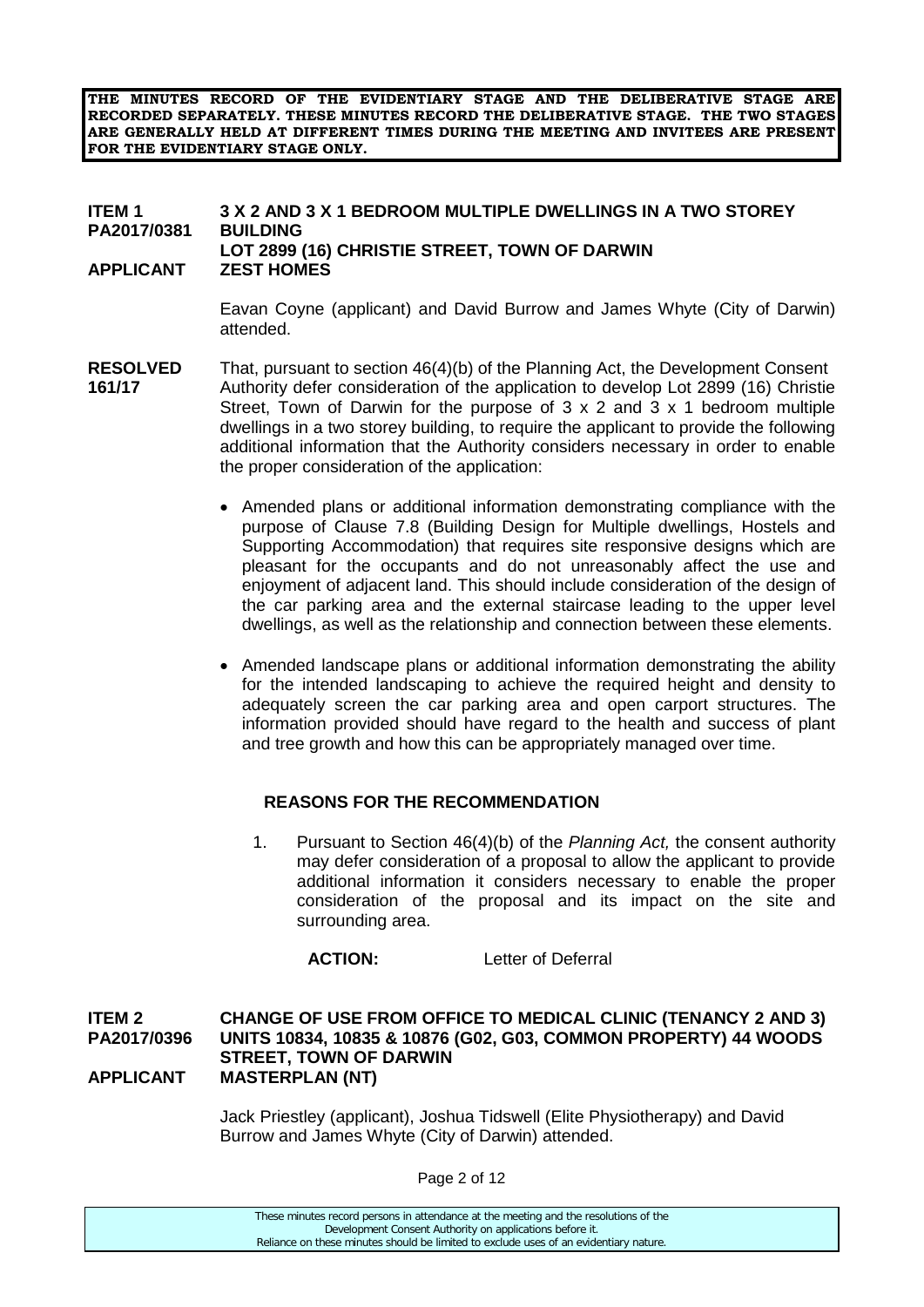**THE MINUTES RECORD OF THE EVIDENTIARY STAGE AND THE DELIBERATIVE STAGE ARE RECORDED SEPARATELY. THESE MINUTES RECORD THE DELIBERATIVE STAGE. THE TWO STAGES ARE GENERALLY HELD AT DIFFERENT TIMES DURING THE MEETING AND INVITEES ARE PRESENT FOR THE EVIDENTIARY STAGE ONLY.**

**ITEM 1 PA2017/0381** **3 X 2 AND 3 X 1 BEDROOM MULTIPLE DWELLINGS IN A TWO STOREY BUILDING**
**LOT 2899 (16) CHRISTIE STREET, TOWN OF DARWIN**
**APPLICANT** **ZEST HOMES**

Eavan Coyne (applicant) and David Burrow and James Whyte (City of Darwin) attended.

**RESOLVED 161/17**

That, pursuant to section 46(4)(b) of the Planning Act, the Development Consent Authority defer consideration of the application to develop Lot 2899 (16) Christie Street, Town of Darwin for the purpose of 3 x 2 and 3 x 1 bedroom multiple dwellings in a two storey building, to require the applicant to provide the following additional information that the Authority considers necessary in order to enable the proper consideration of the application:

- Amended plans or additional information demonstrating compliance with the purpose of Clause 7.8 (Building Design for Multiple dwellings, Hostels and Supporting Accommodation) that requires site responsive designs which are pleasant for the occupants and do not unreasonably affect the use and enjoyment of adjacent land. This should include consideration of the design of the car parking area and the external staircase leading to the upper level dwellings, as well as the relationship and connection between these elements.
- Amended landscape plans or additional information demonstrating the ability for the intended landscaping to achieve the required height and density to adequately screen the car parking area and open carport structures. The information provided should have regard to the health and success of plant and tree growth and how this can be appropriately managed over time.

**REASONS FOR THE RECOMMENDATION**

1. Pursuant to Section 46(4)(b) of the *Planning Act,* the consent authority may defer consideration of a proposal to allow the applicant to provide additional information it considers necessary to enable the proper consideration of the proposal and its impact on the site and surrounding area.

**ACTION:** Letter of Deferral

**ITEM 2 PA2017/0396** **CHANGE OF USE FROM OFFICE TO MEDICAL CLINIC (TENANCY 2 AND 3) UNITS 10834, 10835 & 10876 (G02, G03, COMMON PROPERTY) 44 WOODS STREET, TOWN OF DARWIN**
**APPLICANT** **MASTERPLAN (NT)**

Jack Priestley (applicant), Joshua Tidswell (Elite Physiotherapy) and David Burrow and James Whyte (City of Darwin) attended.

These minutes record persons in attendance at the meeting and the resolutions of the Development Consent Authority on applications before it. Reliance on these minutes should be limited to exclude uses of an evidentiary nature.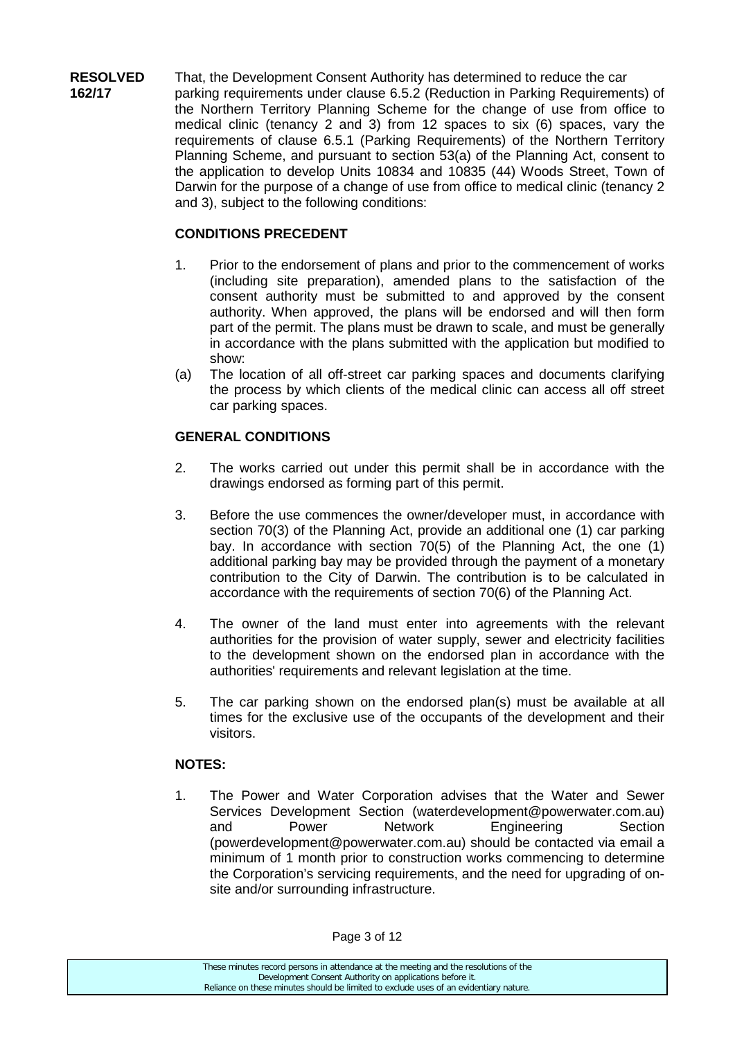**RESOLVED 162/17**

That, the Development Consent Authority has determined to reduce the car parking requirements under clause 6.5.2 (Reduction in Parking Requirements) of the Northern Territory Planning Scheme for the change of use from office to medical clinic (tenancy 2 and 3) from 12 spaces to six (6) spaces, vary the requirements of clause 6.5.1 (Parking Requirements) of the Northern Territory Planning Scheme, and pursuant to section 53(a) of the Planning Act, consent to the application to develop Units 10834 and 10835 (44) Woods Street, Town of Darwin for the purpose of a change of use from office to medical clinic (tenancy 2 and 3), subject to the following conditions:

**CONDITIONS PRECEDENT**

1. Prior to the endorsement of plans and prior to the commencement of works (including site preparation), amended plans to the satisfaction of the consent authority must be submitted to and approved by the consent authority. When approved, the plans will be endorsed and will then form part of the permit. The plans must be drawn to scale, and must be generally in accordance with the plans submitted with the application but modified to show:

(a) The location of all off-street car parking spaces and documents clarifying the process by which clients of the medical clinic can access all off street car parking spaces.

**GENERAL CONDITIONS**

2. The works carried out under this permit shall be in accordance with the drawings endorsed as forming part of this permit.

3. Before the use commences the owner/developer must, in accordance with section 70(3) of the Planning Act, provide an additional one (1) car parking bay. In accordance with section 70(5) of the Planning Act, the one (1) additional parking bay may be provided through the payment of a monetary contribution to the City of Darwin. The contribution is to be calculated in accordance with the requirements of section 70(6) of the Planning Act.

4. The owner of the land must enter into agreements with the relevant authorities for the provision of water supply, sewer and electricity facilities to the development shown on the endorsed plan in accordance with the authorities' requirements and relevant legislation at the time.

5. The car parking shown on the endorsed plan(s) must be available at all times for the exclusive use of the occupants of the development and their visitors.

**NOTES:**

1. The Power and Water Corporation advises that the Water and Sewer Services Development Section (waterdevelopment@powerwater.com.au) and Power Network Engineering Section (powerdevelopment@powerwater.com.au) should be contacted via email a minimum of 1 month prior to construction works commencing to determine the Corporation's servicing requirements, and the need for upgrading of on-site and/or surrounding infrastructure.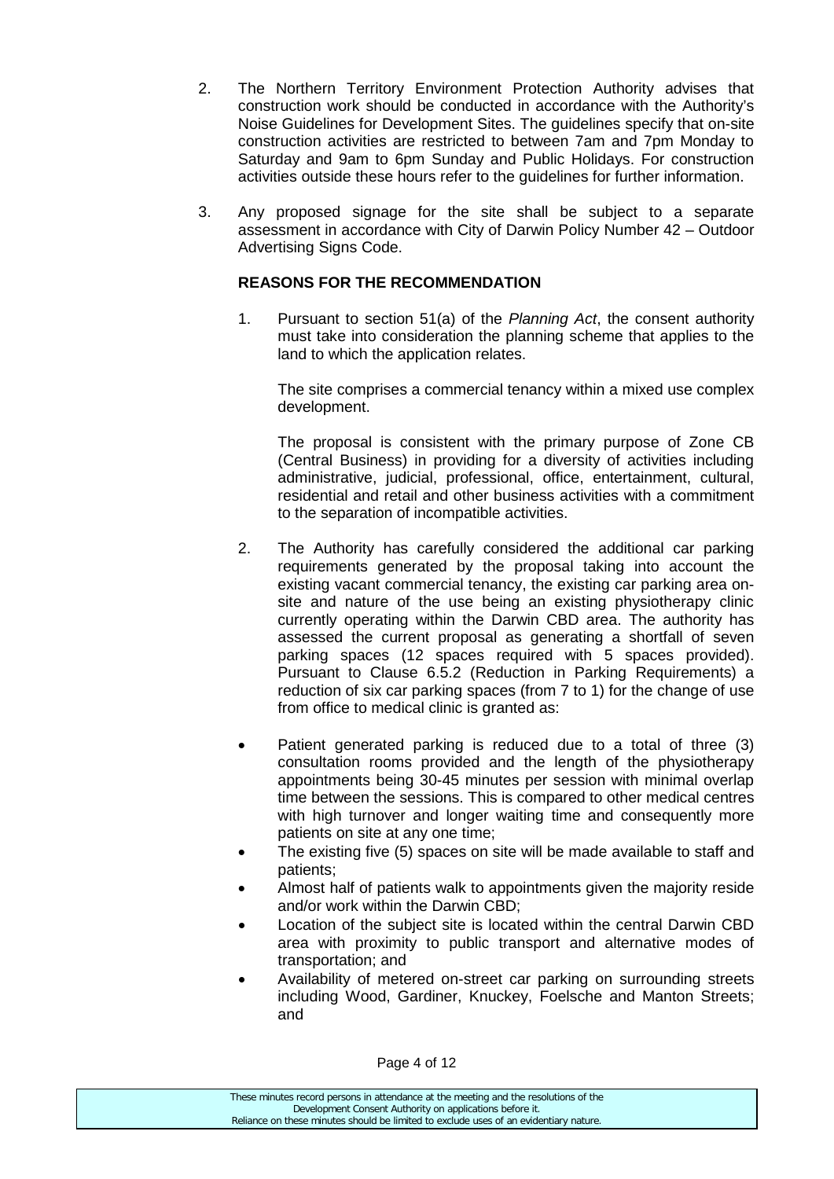2. The Northern Territory Environment Protection Authority advises that construction work should be conducted in accordance with the Authority's Noise Guidelines for Development Sites. The guidelines specify that on-site construction activities are restricted to between 7am and 7pm Monday to Saturday and 9am to 6pm Sunday and Public Holidays. For construction activities outside these hours refer to the guidelines for further information.

3. Any proposed signage for the site shall be subject to a separate assessment in accordance with City of Darwin Policy Number 42 – Outdoor Advertising Signs Code.

**REASONS FOR THE RECOMMENDATION**

1. Pursuant to section 51(a) of the *Planning Act*, the consent authority must take into consideration the planning scheme that applies to the land to which the application relates.

   The site comprises a commercial tenancy within a mixed use complex development.

   The proposal is consistent with the primary purpose of Zone CB (Central Business) in providing for a diversity of activities including administrative, judicial, professional, office, entertainment, cultural, residential and retail and other business activities with a commitment to the separation of incompatible activities.

2. The Authority has carefully considered the additional car parking requirements generated by the proposal taking into account the existing vacant commercial tenancy, the existing car parking area on-site and nature of the use being an existing physiotherapy clinic currently operating within the Darwin CBD area. The authority has assessed the current proposal as generating a shortfall of seven parking spaces (12 spaces required with 5 spaces provided). Pursuant to Clause 6.5.2 (Reduction in Parking Requirements) a reduction of six car parking spaces (from 7 to 1) for the change of use from office to medical clinic is granted as:

- Patient generated parking is reduced due to a total of three (3) consultation rooms provided and the length of the physiotherapy appointments being 30-45 minutes per session with minimal overlap time between the sessions. This is compared to other medical centres with high turnover and longer waiting time and consequently more patients on site at any one time;
- The existing five (5) spaces on site will be made available to staff and patients;
- Almost half of patients walk to appointments given the majority reside and/or work within the Darwin CBD;
- Location of the subject site is located within the central Darwin CBD area with proximity to public transport and alternative modes of transportation; and
- Availability of metered on-street car parking on surrounding streets including Wood, Gardiner, Knuckey, Foelsche and Manton Streets; and

These minutes record persons in attendance at the meeting and the resolutions of the Development Consent Authority on applications before it. Reliance on these minutes should be limited to exclude uses of an evidentiary nature.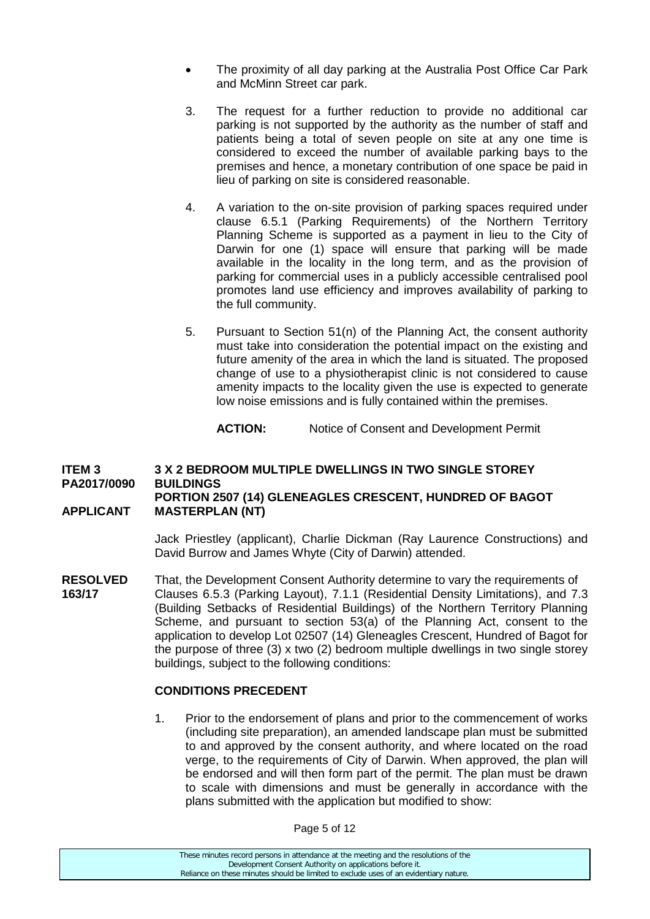- The proximity of all day parking at the Australia Post Office Car Park and McMinn Street car park.

3. The request for a further reduction to provide no additional car parking is not supported by the authority as the number of staff and patients being a total of seven people on site at any one time is considered to exceed the number of available parking bays to the premises and hence, a monetary contribution of one space be paid in lieu of parking on site is considered reasonable.

4. A variation to the on-site provision of parking spaces required under clause 6.5.1 (Parking Requirements) of the Northern Territory Planning Scheme is supported as a payment in lieu to the City of Darwin for one (1) space will ensure that parking will be made available in the locality in the long term, and as the provision of parking for commercial uses in a publicly accessible centralised pool promotes land use efficiency and improves availability of parking to the full community.

5. Pursuant to Section 51(n) of the Planning Act, the consent authority must take into consideration the potential impact on the existing and future amenity of the area in which the land is situated. The proposed change of use to a physiotherapist clinic is not considered to cause amenity impacts to the locality given the use is expected to generate low noise emissions and is fully contained within the premises.

**ACTION:** Notice of Consent and Development Permit

**ITEM 3 PA2017/0090** **3 X 2 BEDROOM MULTIPLE DWELLINGS IN TWO SINGLE STOREY BUILDINGS**
**PORTION 2507 (14) GLENEAGLES CRESCENT, HUNDRED OF BAGOT**
**APPLICANT** **MASTERPLAN (NT)**

Jack Priestley (applicant), Charlie Dickman (Ray Laurence Constructions) and David Burrow and James Whyte (City of Darwin) attended.

**RESOLVED 163/17** That, the Development Consent Authority determine to vary the requirements of Clauses 6.5.3 (Parking Layout), 7.1.1 (Residential Density Limitations), and 7.3 (Building Setbacks of Residential Buildings) of the Northern Territory Planning Scheme, and pursuant to section 53(a) of the Planning Act, consent to the application to develop Lot 02507 (14) Gleneagles Crescent, Hundred of Bagot for the purpose of three (3) x two (2) bedroom multiple dwellings in two single storey buildings, subject to the following conditions:

**CONDITIONS PRECEDENT**

1. Prior to the endorsement of plans and prior to the commencement of works (including site preparation), an amended landscape plan must be submitted to and approved by the consent authority, and where located on the road verge, to the requirements of City of Darwin. When approved, the plan will be endorsed and will then form part of the permit. The plan must be drawn to scale with dimensions and must be generally in accordance with the plans submitted with the application but modified to show: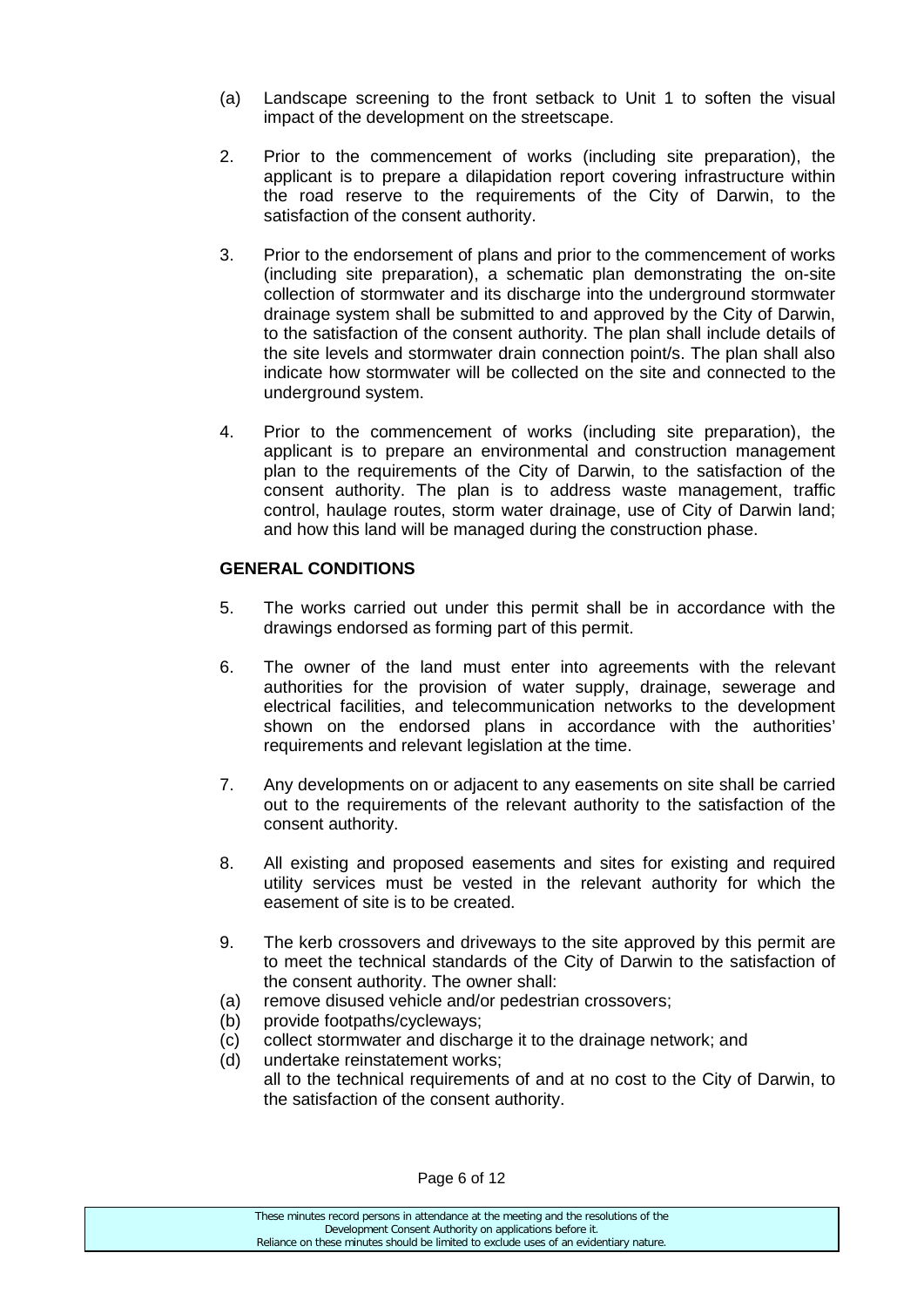(a) Landscape screening to the front setback to Unit 1 to soften the visual impact of the development on the streetscape.

2. Prior to the commencement of works (including site preparation), the applicant is to prepare a dilapidation report covering infrastructure within the road reserve to the requirements of the City of Darwin, to the satisfaction of the consent authority.

3. Prior to the endorsement of plans and prior to the commencement of works (including site preparation), a schematic plan demonstrating the on-site collection of stormwater and its discharge into the underground stormwater drainage system shall be submitted to and approved by the City of Darwin, to the satisfaction of the consent authority. The plan shall include details of the site levels and stormwater drain connection point/s. The plan shall also indicate how stormwater will be collected on the site and connected to the underground system.

4. Prior to the commencement of works (including site preparation), the applicant is to prepare an environmental and construction management plan to the requirements of the City of Darwin, to the satisfaction of the consent authority. The plan is to address waste management, traffic control, haulage routes, storm water drainage, use of City of Darwin land; and how this land will be managed during the construction phase.

**GENERAL CONDITIONS**

5. The works carried out under this permit shall be in accordance with the drawings endorsed as forming part of this permit.

6. The owner of the land must enter into agreements with the relevant authorities for the provision of water supply, drainage, sewerage and electrical facilities, and telecommunication networks to the development shown on the endorsed plans in accordance with the authorities' requirements and relevant legislation at the time.

7. Any developments on or adjacent to any easements on site shall be carried out to the requirements of the relevant authority to the satisfaction of the consent authority.

8. All existing and proposed easements and sites for existing and required utility services must be vested in the relevant authority for which the easement of site is to be created.

9. The kerb crossovers and driveways to the site approved by this permit are to meet the technical standards of the City of Darwin to the satisfaction of the consent authority. The owner shall:

(a) remove disused vehicle and/or pedestrian crossovers;
(b) provide footpaths/cycleways;
(c) collect stormwater and discharge it to the drainage network; and
(d) undertake reinstatement works;

all to the technical requirements of and at no cost to the City of Darwin, to the satisfaction of the consent authority.

These minutes record persons in attendance at the meeting and the resolutions of the Development Consent Authority on applications before it. Reliance on these minutes should be limited to exclude uses of an evidentiary nature.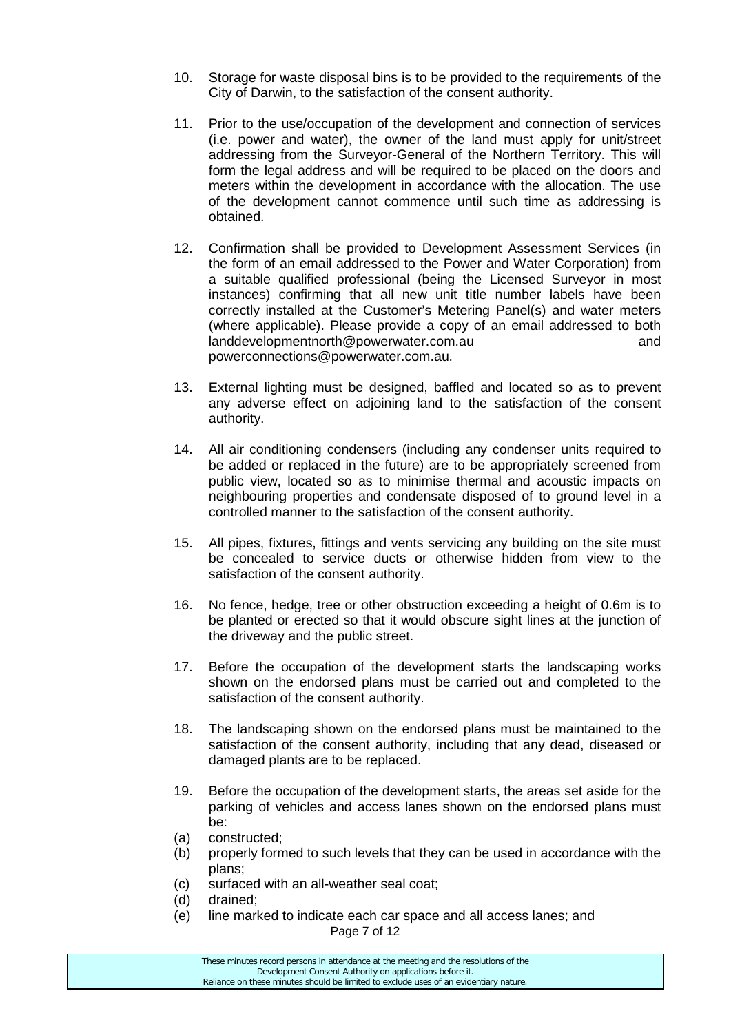10. Storage for waste disposal bins is to be provided to the requirements of the City of Darwin, to the satisfaction of the consent authority.

11. Prior to the use/occupation of the development and connection of services (i.e. power and water), the owner of the land must apply for unit/street addressing from the Surveyor-General of the Northern Territory. This will form the legal address and will be required to be placed on the doors and meters within the development in accordance with the allocation. The use of the development cannot commence until such time as addressing is obtained.

12. Confirmation shall be provided to Development Assessment Services (in the form of an email addressed to the Power and Water Corporation) from a suitable qualified professional (being the Licensed Surveyor in most instances) confirming that all new unit title number labels have been correctly installed at the Customer's Metering Panel(s) and water meters (where applicable). Please provide a copy of an email addressed to both landdevelopmentnorth@powerwater.com.au and powerconnections@powerwater.com.au.

13. External lighting must be designed, baffled and located so as to prevent any adverse effect on adjoining land to the satisfaction of the consent authority.

14. All air conditioning condensers (including any condenser units required to be added or replaced in the future) are to be appropriately screened from public view, located so as to minimise thermal and acoustic impacts on neighbouring properties and condensate disposed of to ground level in a controlled manner to the satisfaction of the consent authority.

15. All pipes, fixtures, fittings and vents servicing any building on the site must be concealed to service ducts or otherwise hidden from view to the satisfaction of the consent authority.

16. No fence, hedge, tree or other obstruction exceeding a height of 0.6m is to be planted or erected so that it would obscure sight lines at the junction of the driveway and the public street.

17. Before the occupation of the development starts the landscaping works shown on the endorsed plans must be carried out and completed to the satisfaction of the consent authority.

18. The landscaping shown on the endorsed plans must be maintained to the satisfaction of the consent authority, including that any dead, diseased or damaged plants are to be replaced.

19. Before the occupation of the development starts, the areas set aside for the parking of vehicles and access lanes shown on the endorsed plans must be:

(a) constructed;
(b) properly formed to such levels that they can be used in accordance with the plans;
(c) surfaced with an all-weather seal coat;
(d) drained;
(e) line marked to indicate each car space and all access lanes; and

These minutes record persons in attendance at the meeting and the resolutions of the Development Consent Authority on applications before it. Reliance on these minutes should be limited to exclude uses of an evidentiary nature.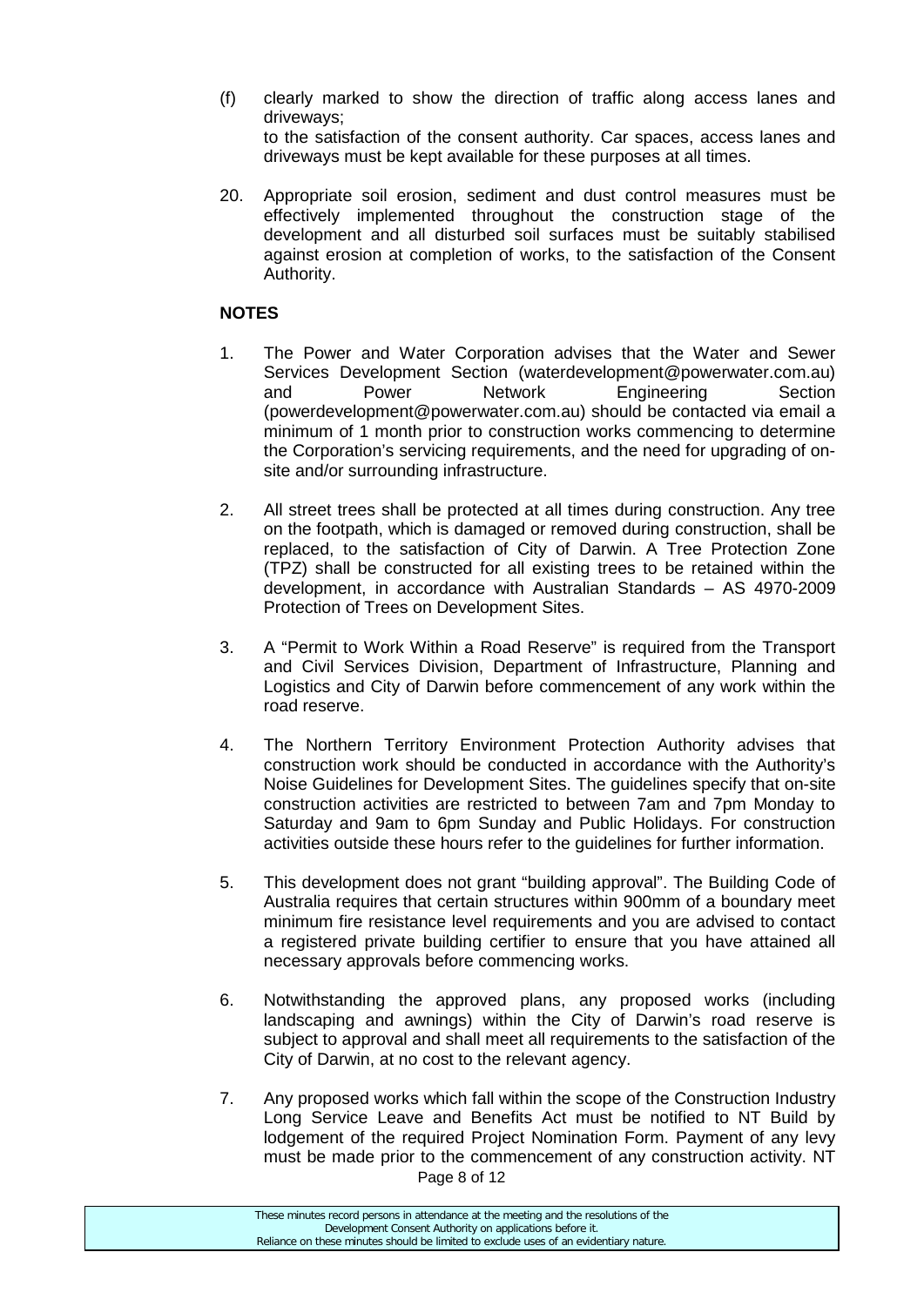(f) clearly marked to show the direction of traffic along access lanes and driveways;

to the satisfaction of the consent authority. Car spaces, access lanes and driveways must be kept available for these purposes at all times.

20. Appropriate soil erosion, sediment and dust control measures must be effectively implemented throughout the construction stage of the development and all disturbed soil surfaces must be suitably stabilised against erosion at completion of works, to the satisfaction of the Consent Authority.

**NOTES**

1. The Power and Water Corporation advises that the Water and Sewer Services Development Section (waterdevelopment@powerwater.com.au) and Power Network Engineering Section (powerdevelopment@powerwater.com.au) should be contacted via email a minimum of 1 month prior to construction works commencing to determine the Corporation's servicing requirements, and the need for upgrading of on-site and/or surrounding infrastructure.

2. All street trees shall be protected at all times during construction. Any tree on the footpath, which is damaged or removed during construction, shall be replaced, to the satisfaction of City of Darwin. A Tree Protection Zone (TPZ) shall be constructed for all existing trees to be retained within the development, in accordance with Australian Standards – AS 4970-2009 Protection of Trees on Development Sites.

3. A "Permit to Work Within a Road Reserve" is required from the Transport and Civil Services Division, Department of Infrastructure, Planning and Logistics and City of Darwin before commencement of any work within the road reserve.

4. The Northern Territory Environment Protection Authority advises that construction work should be conducted in accordance with the Authority's Noise Guidelines for Development Sites. The guidelines specify that on-site construction activities are restricted to between 7am and 7pm Monday to Saturday and 9am to 6pm Sunday and Public Holidays. For construction activities outside these hours refer to the guidelines for further information.

5. This development does not grant "building approval". The Building Code of Australia requires that certain structures within 900mm of a boundary meet minimum fire resistance level requirements and you are advised to contact a registered private building certifier to ensure that you have attained all necessary approvals before commencing works.

6. Notwithstanding the approved plans, any proposed works (including landscaping and awnings) within the City of Darwin's road reserve is subject to approval and shall meet all requirements to the satisfaction of the City of Darwin, at no cost to the relevant agency.

7. Any proposed works which fall within the scope of the Construction Industry Long Service Leave and Benefits Act must be notified to NT Build by lodgement of the required Project Nomination Form. Payment of any levy must be made prior to the commencement of any construction activity. NT

These minutes record persons in attendance at the meeting and the resolutions of the Development Consent Authority on applications before it. Reliance on these minutes should be limited to exclude uses of an evidentiary nature.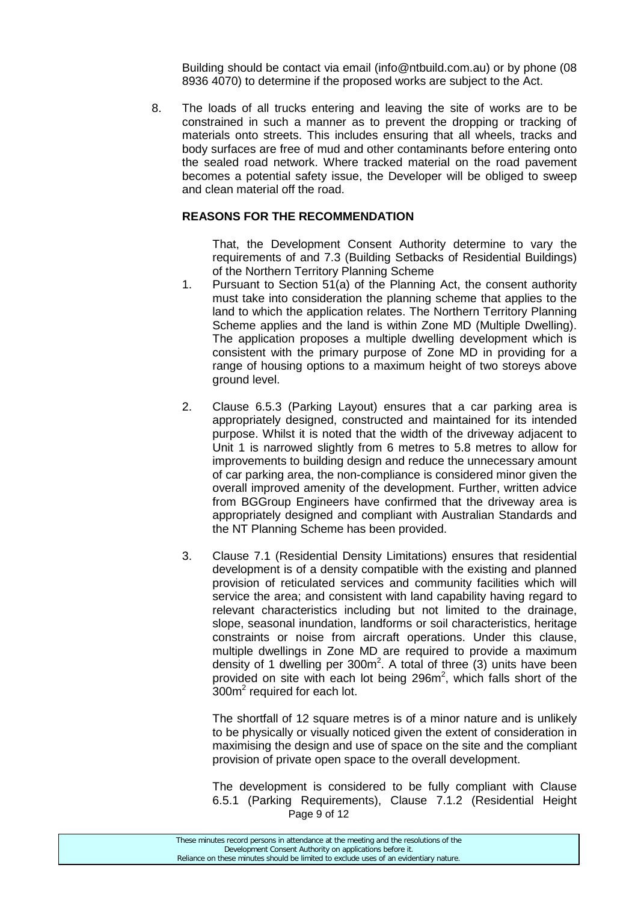Building should be contact via email (info@ntbuild.com.au) or by phone (08 8936 4070) to determine if the proposed works are subject to the Act.

8. The loads of all trucks entering and leaving the site of works are to be constrained in such a manner as to prevent the dropping or tracking of materials onto streets. This includes ensuring that all wheels, tracks and body surfaces are free of mud and other contaminants before entering onto the sealed road network. Where tracked material on the road pavement becomes a potential safety issue, the Developer will be obliged to sweep and clean material off the road.

**REASONS FOR THE RECOMMENDATION**

That, the Development Consent Authority determine to vary the requirements of and 7.3 (Building Setbacks of Residential Buildings) of the Northern Territory Planning Scheme

1. Pursuant to Section 51(a) of the Planning Act, the consent authority must take into consideration the planning scheme that applies to the land to which the application relates. The Northern Territory Planning Scheme applies and the land is within Zone MD (Multiple Dwelling). The application proposes a multiple dwelling development which is consistent with the primary purpose of Zone MD in providing for a range of housing options to a maximum height of two storeys above ground level.

2. Clause 6.5.3 (Parking Layout) ensures that a car parking area is appropriately designed, constructed and maintained for its intended purpose. Whilst it is noted that the width of the driveway adjacent to Unit 1 is narrowed slightly from 6 metres to 5.8 metres to allow for improvements to building design and reduce the unnecessary amount of car parking area, the non-compliance is considered minor given the overall improved amenity of the development. Further, written advice from BGGroup Engineers have confirmed that the driveway area is appropriately designed and compliant with Australian Standards and the NT Planning Scheme has been provided.

3. Clause 7.1 (Residential Density Limitations) ensures that residential development is of a density compatible with the existing and planned provision of reticulated services and community facilities which will service the area; and consistent with land capability having regard to relevant characteristics including but not limited to the drainage, slope, seasonal inundation, landforms or soil characteristics, heritage constraints or noise from aircraft operations. Under this clause, multiple dwellings in Zone MD are required to provide a maximum density of 1 dwelling per $300m^2$. A total of three (3) units have been provided on site with each lot being $296m^2$, which falls short of the $300m^2$ required for each lot.

   The shortfall of 12 square metres is of a minor nature and is unlikely to be physically or visually noticed given the extent of consideration in maximising the design and use of space on the site and the compliant provision of private open space to the overall development.

   The development is considered to be fully compliant with Clause 6.5.1 (Parking Requirements), Clause 7.1.2 (Residential Height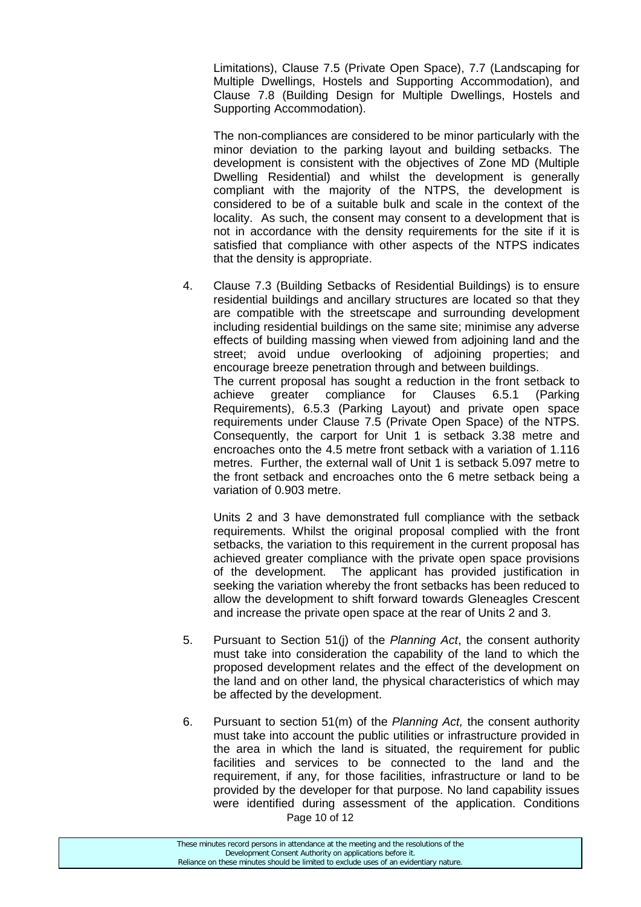Limitations), Clause 7.5 (Private Open Space), 7.7 (Landscaping for Multiple Dwellings, Hostels and Supporting Accommodation), and Clause 7.8 (Building Design for Multiple Dwellings, Hostels and Supporting Accommodation).

The non-compliances are considered to be minor particularly with the minor deviation to the parking layout and building setbacks. The development is consistent with the objectives of Zone MD (Multiple Dwelling Residential) and whilst the development is generally compliant with the majority of the NTPS, the development is considered to be of a suitable bulk and scale in the context of the locality. As such, the consent may consent to a development that is not in accordance with the density requirements for the site if it is satisfied that compliance with other aspects of the NTPS indicates that the density is appropriate.

4. Clause 7.3 (Building Setbacks of Residential Buildings) is to ensure residential buildings and ancillary structures are located so that they are compatible with the streetscape and surrounding development including residential buildings on the same site; minimise any adverse effects of building massing when viewed from adjoining land and the street; avoid undue overlooking of adjoining properties; and encourage breeze penetration through and between buildings.
   The current proposal has sought a reduction in the front setback to achieve greater compliance for Clauses 6.5.1 (Parking Requirements), 6.5.3 (Parking Layout) and private open space requirements under Clause 7.5 (Private Open Space) of the NTPS. Consequently, the carport for Unit 1 is setback 3.38 metre and encroaches onto the 4.5 metre front setback with a variation of 1.116 metres. Further, the external wall of Unit 1 is setback 5.097 metre to the front setback and encroaches onto the 6 metre setback being a variation of 0.903 metre.

   Units 2 and 3 have demonstrated full compliance with the setback requirements. Whilst the original proposal complied with the front setbacks, the variation to this requirement in the current proposal has achieved greater compliance with the private open space provisions of the development. The applicant has provided justification in seeking the variation whereby the front setbacks has been reduced to allow the development to shift forward towards Gleneagles Crescent and increase the private open space at the rear of Units 2 and 3.

5. Pursuant to Section 51(j) of the *Planning Act*, the consent authority must take into consideration the capability of the land to which the proposed development relates and the effect of the development on the land and on other land, the physical characteristics of which may be affected by the development.

6. Pursuant to section 51(m) of the *Planning Act,* the consent authority must take into account the public utilities or infrastructure provided in the area in which the land is situated, the requirement for public facilities and services to be connected to the land and the requirement, if any, for those facilities, infrastructure or land to be provided by the developer for that purpose. No land capability issues were identified during assessment of the application. Conditions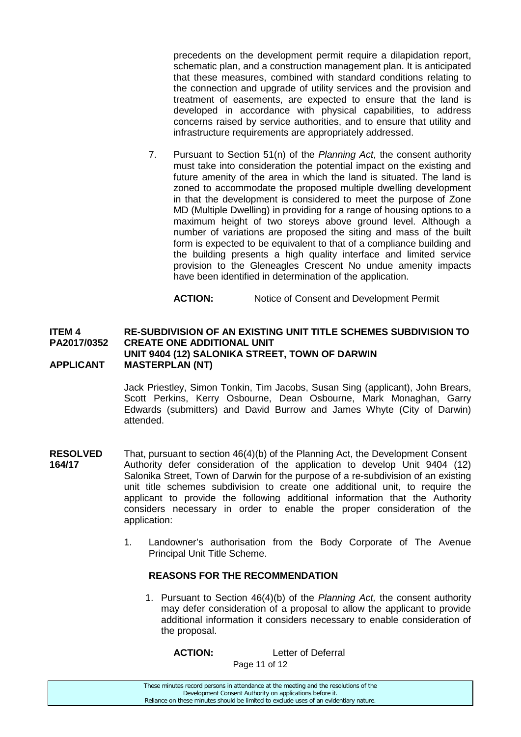precedents on the development permit require a dilapidation report, schematic plan, and a construction management plan. It is anticipated that these measures, combined with standard conditions relating to the connection and upgrade of utility services and the provision and treatment of easements, are expected to ensure that the land is developed in accordance with physical capabilities, to address concerns raised by service authorities, and to ensure that utility and infrastructure requirements are appropriately addressed.

7. Pursuant to Section 51(n) of the *Planning Act*, the consent authority must take into consideration the potential impact on the existing and future amenity of the area in which the land is situated. The land is zoned to accommodate the proposed multiple dwelling development in that the development is considered to meet the purpose of Zone MD (Multiple Dwelling) in providing for a range of housing options to a maximum height of two storeys above ground level. Although a number of variations are proposed the siting and mass of the built form is expected to be equivalent to that of a compliance building and the building presents a high quality interface and limited service provision to the Gleneagles Crescent No undue amenity impacts have been identified in determination of the application.

**ACTION:** Notice of Consent and Development Permit

**ITEM 4 PA2017/0352** — **RE-SUBDIVISION OF AN EXISTING UNIT TITLE SCHEMES SUBDIVISION TO CREATE ONE ADDITIONAL UNIT**
**UNIT 9404 (12) SALONIKA STREET, TOWN OF DARWIN**
**APPLICANT** — **MASTERPLAN (NT)**

Jack Priestley, Simon Tonkin, Tim Jacobs, Susan Sing (applicant), John Brears, Scott Perkins, Kerry Osbourne, Dean Osbourne, Mark Monaghan, Garry Edwards (submitters) and David Burrow and James Whyte (City of Darwin) attended.

**RESOLVED 164/17** That, pursuant to section 46(4)(b) of the Planning Act, the Development Consent Authority defer consideration of the application to develop Unit 9404 (12) Salonika Street, Town of Darwin for the purpose of a re-subdivision of an existing unit title schemes subdivision to create one additional unit, to require the applicant to provide the following additional information that the Authority considers necessary in order to enable the proper consideration of the application:

1. Landowner's authorisation from the Body Corporate of The Avenue Principal Unit Title Scheme.

**REASONS FOR THE RECOMMENDATION**

1. Pursuant to Section 46(4)(b) of the *Planning Act,* the consent authority may defer consideration of a proposal to allow the applicant to provide additional information it considers necessary to enable consideration of the proposal.

**ACTION:** Letter of Deferral

These minutes record persons in attendance at the meeting and the resolutions of the Development Consent Authority on applications before it. Reliance on these minutes should be limited to exclude uses of an evidentiary nature.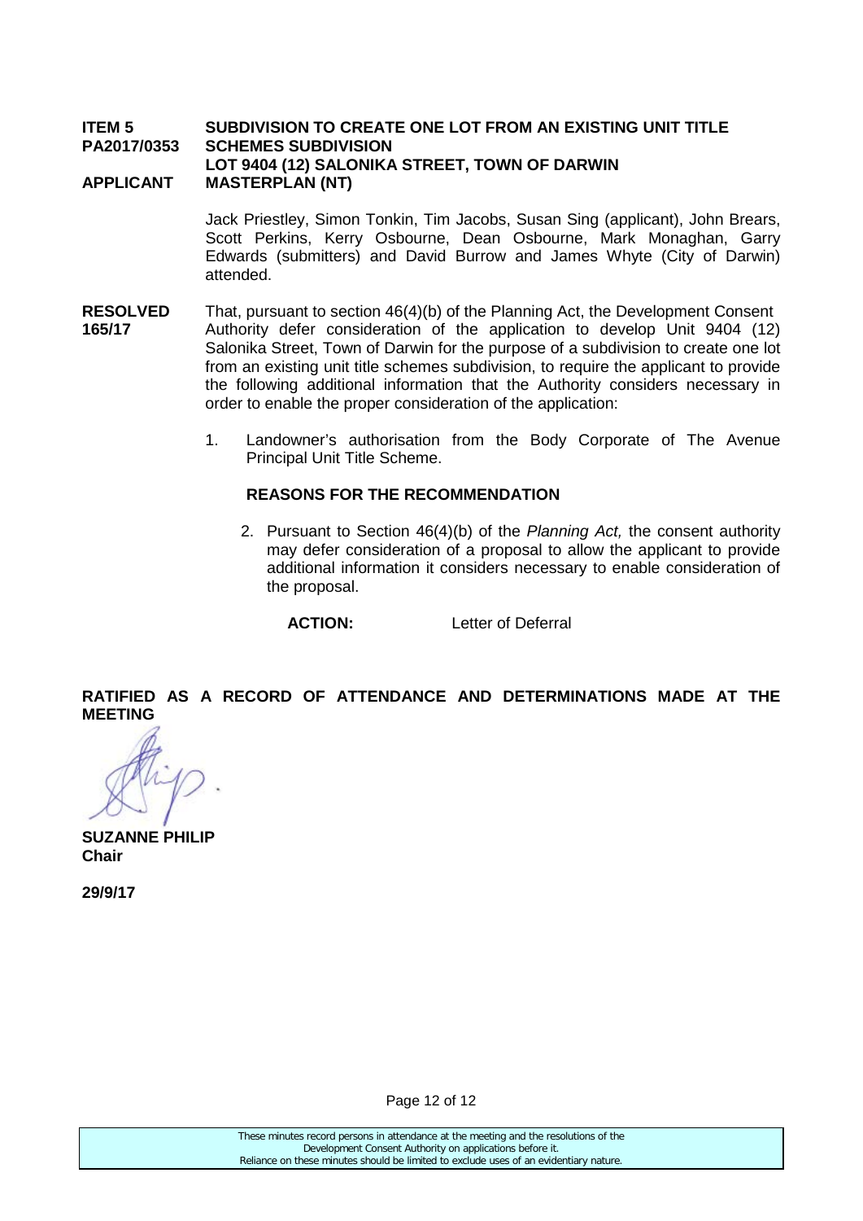**ITEM 5** **SUBDIVISION TO CREATE ONE LOT FROM AN EXISTING UNIT TITLE**
**PA2017/0353** **SCHEMES SUBDIVISION**
**LOT 9404 (12) SALONIKA STREET, TOWN OF DARWIN**
**APPLICANT** **MASTERPLAN (NT)**

Jack Priestley, Simon Tonkin, Tim Jacobs, Susan Sing (applicant), John Brears, Scott Perkins, Kerry Osbourne, Dean Osbourne, Mark Monaghan, Garry Edwards (submitters) and David Burrow and James Whyte (City of Darwin) attended.

**RESOLVED 165/17**

That, pursuant to section 46(4)(b) of the Planning Act, the Development Consent Authority defer consideration of the application to develop Unit 9404 (12) Salonika Street, Town of Darwin for the purpose of a subdivision to create one lot from an existing unit title schemes subdivision, to require the applicant to provide the following additional information that the Authority considers necessary in order to enable the proper consideration of the application:

1. Landowner's authorisation from the Body Corporate of The Avenue Principal Unit Title Scheme.

**REASONS FOR THE RECOMMENDATION**

2. Pursuant to Section 46(4)(b) of the *Planning Act,* the consent authority may defer consideration of a proposal to allow the applicant to provide additional information it considers necessary to enable consideration of the proposal.

**ACTION:** Letter of Deferral

**RATIFIED AS A RECORD OF ATTENDANCE AND DETERMINATIONS MADE AT THE MEETING**

**SUZANNE PHILIP**
**Chair**

**29/9/17**

These minutes record persons in attendance at the meeting and the resolutions of the Development Consent Authority on applications before it.
Reliance on these minutes should be limited to exclude uses of an evidentiary nature.